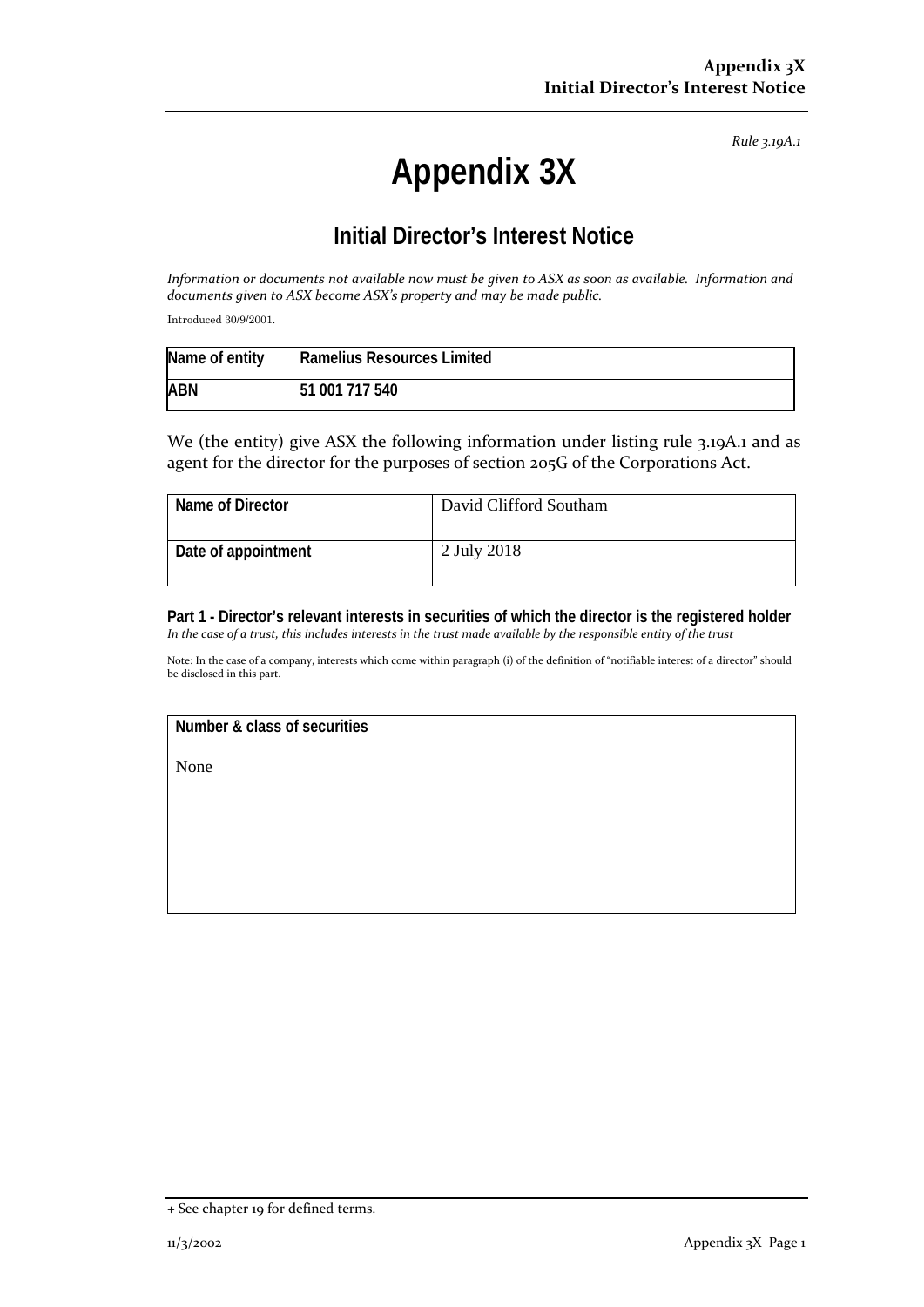*Rule 3.19A.1*

# Appendix 3X

## Initial Director's Interest Notice

*Information or documents not available now must be given to ASX as soon as available. Information and documents given to ASX become ASX's property and may be made public.*

Introduced 30/9/2001.

| | |
|---|---|
| **Name of entity** | **Ramelius Resources Limited** |
| **ABN** | **51 001 717 540** |

We (the entity) give ASX the following information under listing rule 3.19A.1 and as agent for the director for the purposes of section 205G of the Corporations Act.

| | |
|---|---|
| **Name of Director** | David Clifford Southam |
| **Date of appointment** | 2 July 2018 |

**Part 1 - Director's relevant interests in securities of which the director is the registered holder**
*In the case of a trust, this includes interests in the trust made available by the responsible entity of the trust*

Note: In the case of a company, interests which come within paragraph (i) of the definition of "notifiable interest of a director" should be disclosed in this part.

| **Number & class of securities** |
|---|
| None |

+ See chapter 19 for defined terms.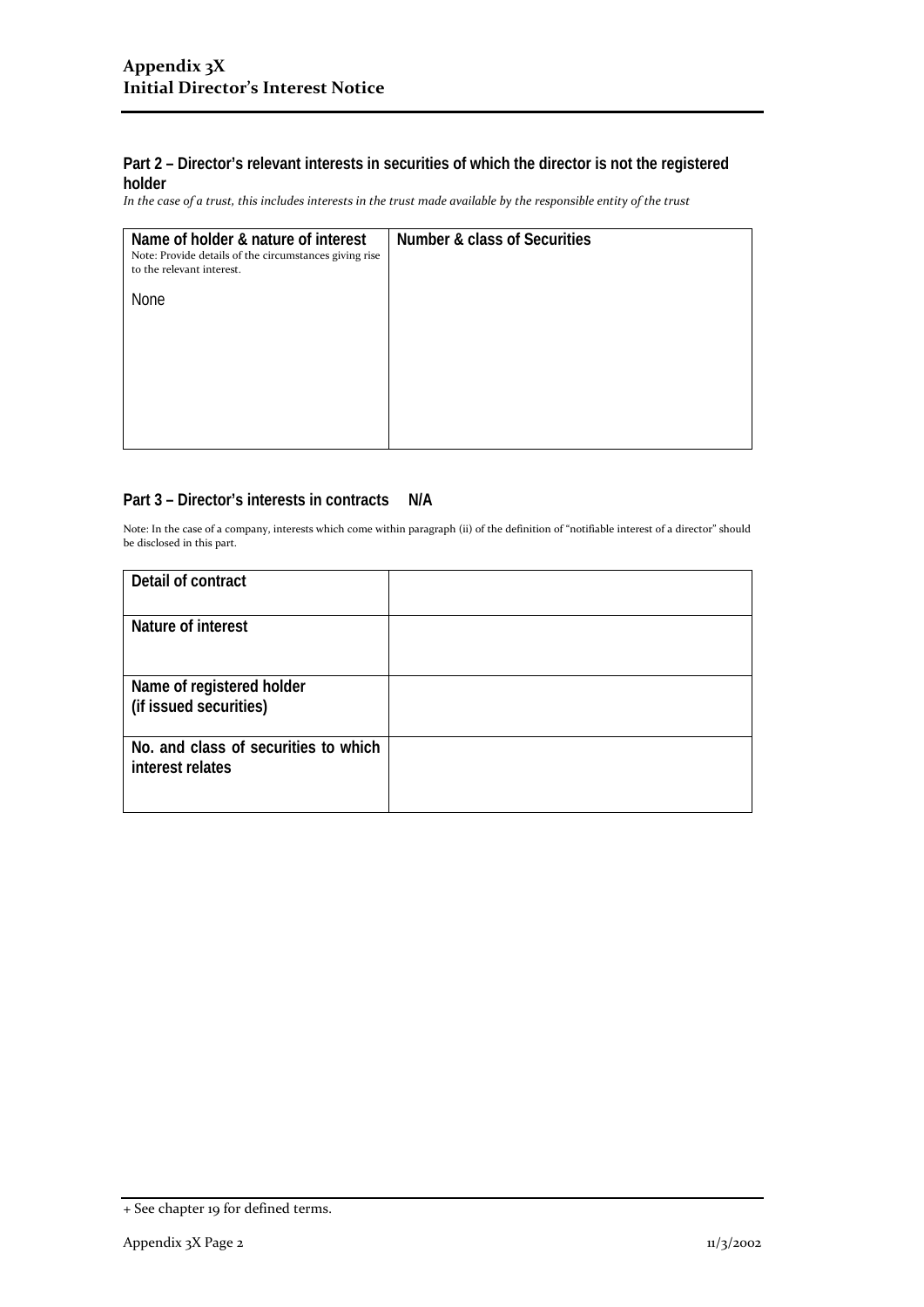## Part 2 – Director's relevant interests in securities of which the director is not the registered holder

*In the case of a trust, this includes interests in the trust made available by the responsible entity of the trust*

| Name of holder & nature of interest<br>Note: Provide details of the circumstances giving rise to the relevant interest. | Number & class of Securities |
|---|---|
| None | |

## Part 3 – Director's interests in contracts N/A

Note: In the case of a company, interests which come within paragraph (ii) of the definition of "notifiable interest of a director" should be disclosed in this part.

| | |
|---|---|
| Detail of contract | |
| Nature of interest | |
| Name of registered holder<br>(if issued securities) | |
| No. and class of securities to which interest relates | |

+ See chapter 19 for defined terms.